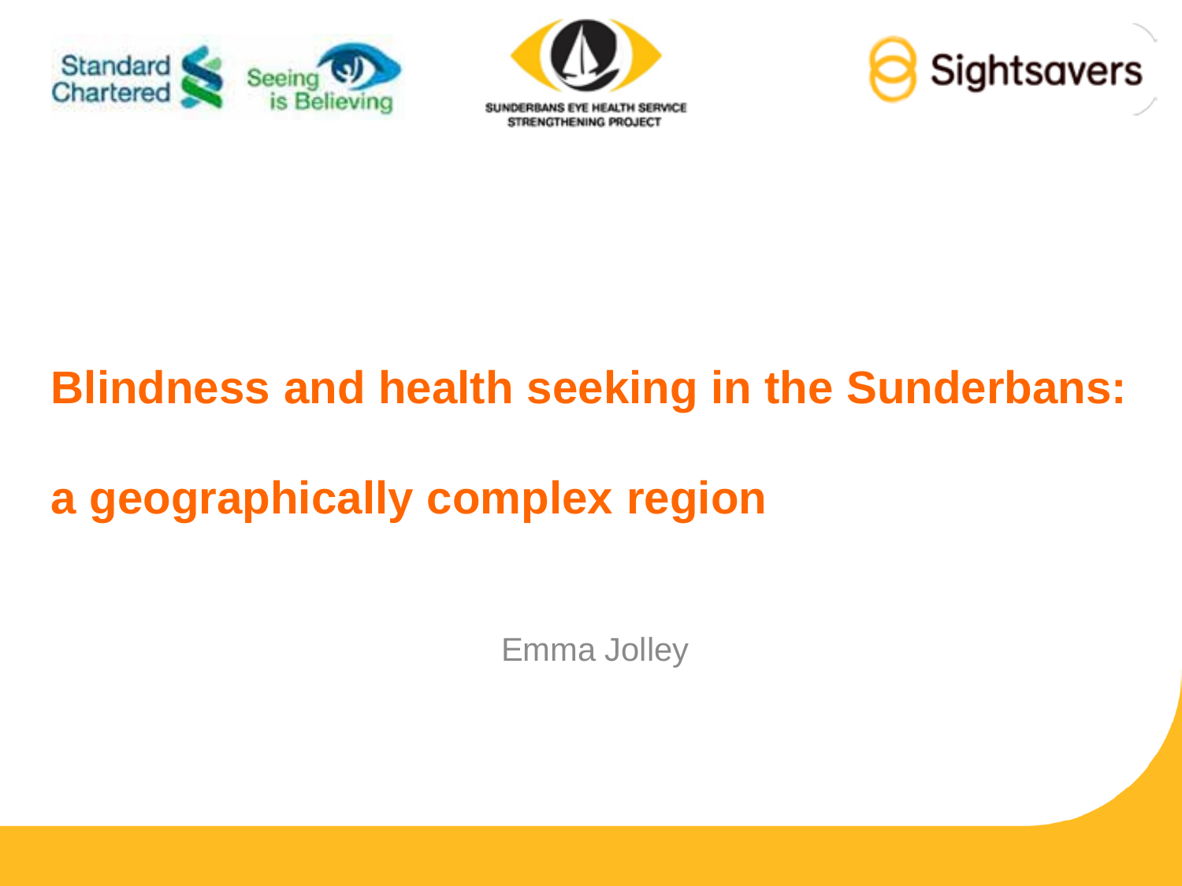Standard Chartered

Seeing is Believing

SUNDERBANS EYE HEALTH SERVICE STRENGTHENING PROJECT

Sightsavers

# Blindness and health seeking in the Sunderbans:

# a geographically complex region

Emma Jolley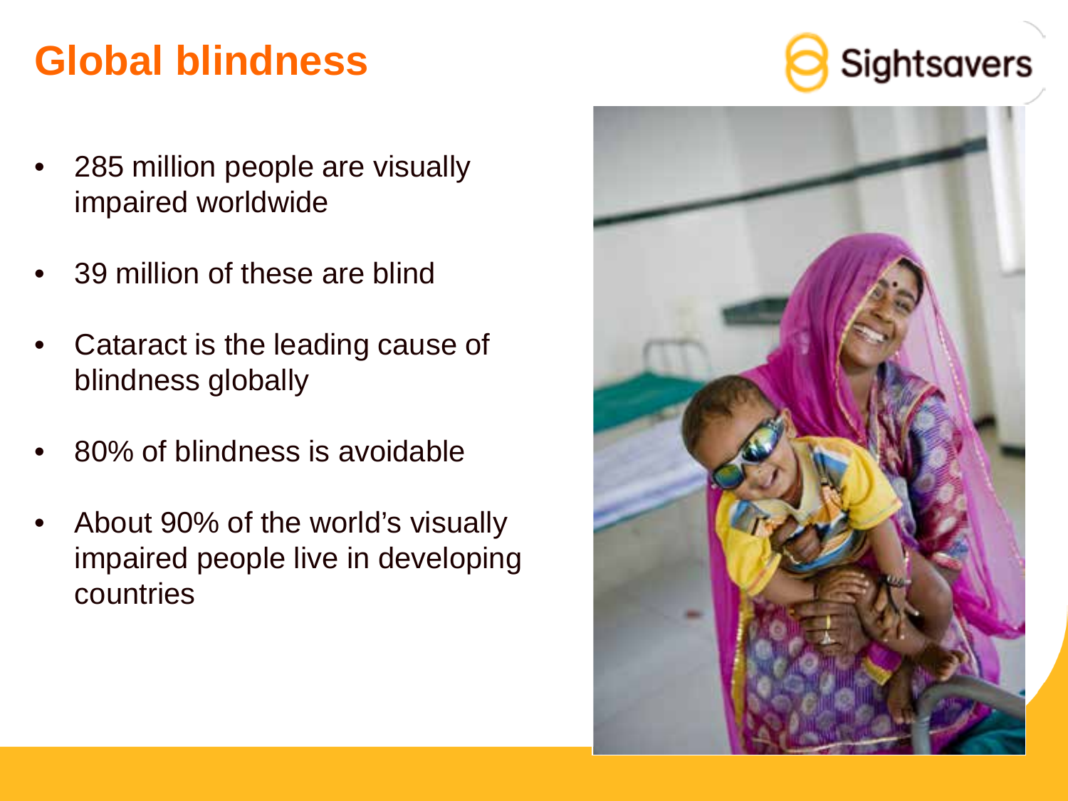# Global blindness

- 285 million people are visually impaired worldwide
- 39 million of these are blind
- Cataract is the leading cause of blindness globally
- 80% of blindness is avoidable
- About 90% of the world's visually impaired people live in developing countries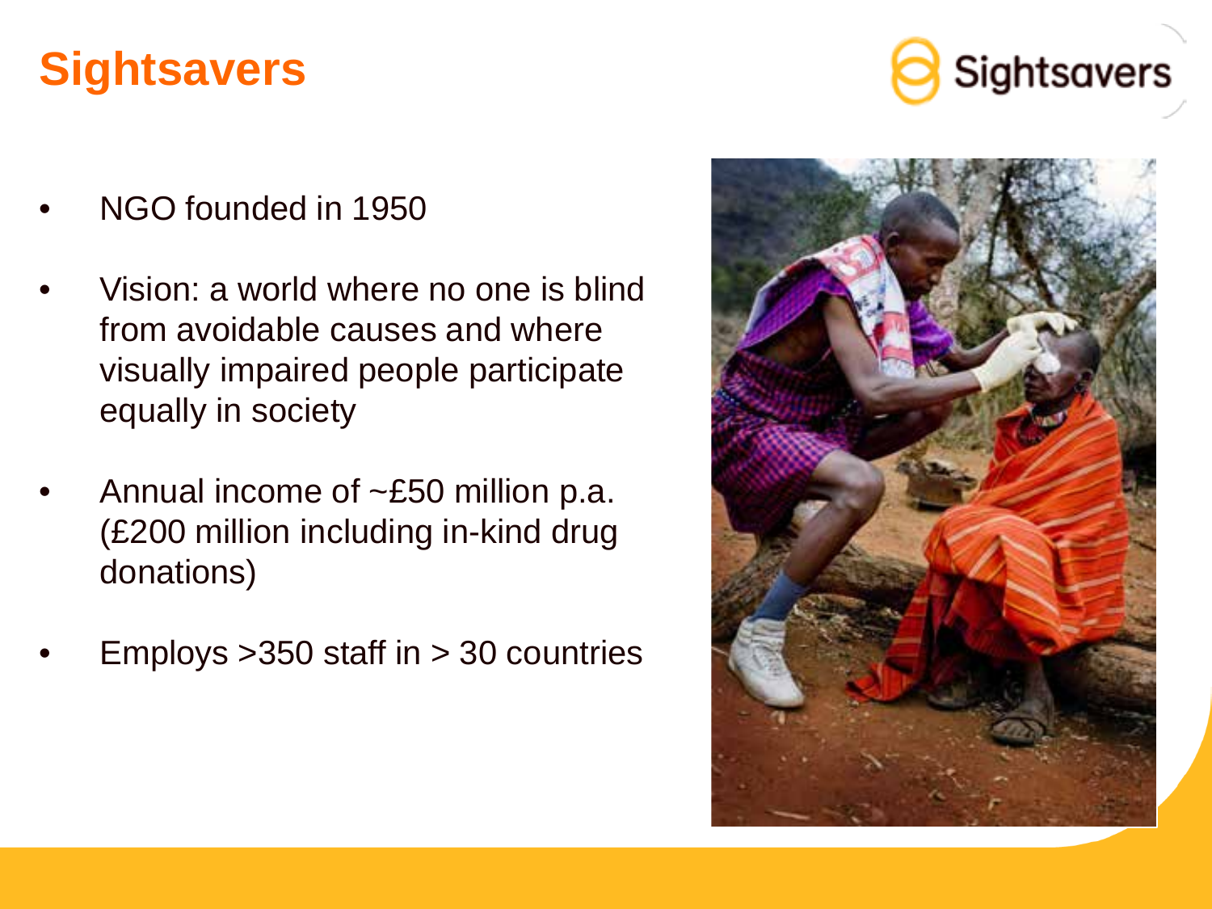# Sightsavers

- NGO founded in 1950
- Vision: a world where no one is blind from avoidable causes and where visually impaired people participate equally in society
- Annual income of ~£50 million p.a. (£200 million including in-kind drug donations)
- Employs >350 staff in > 30 countries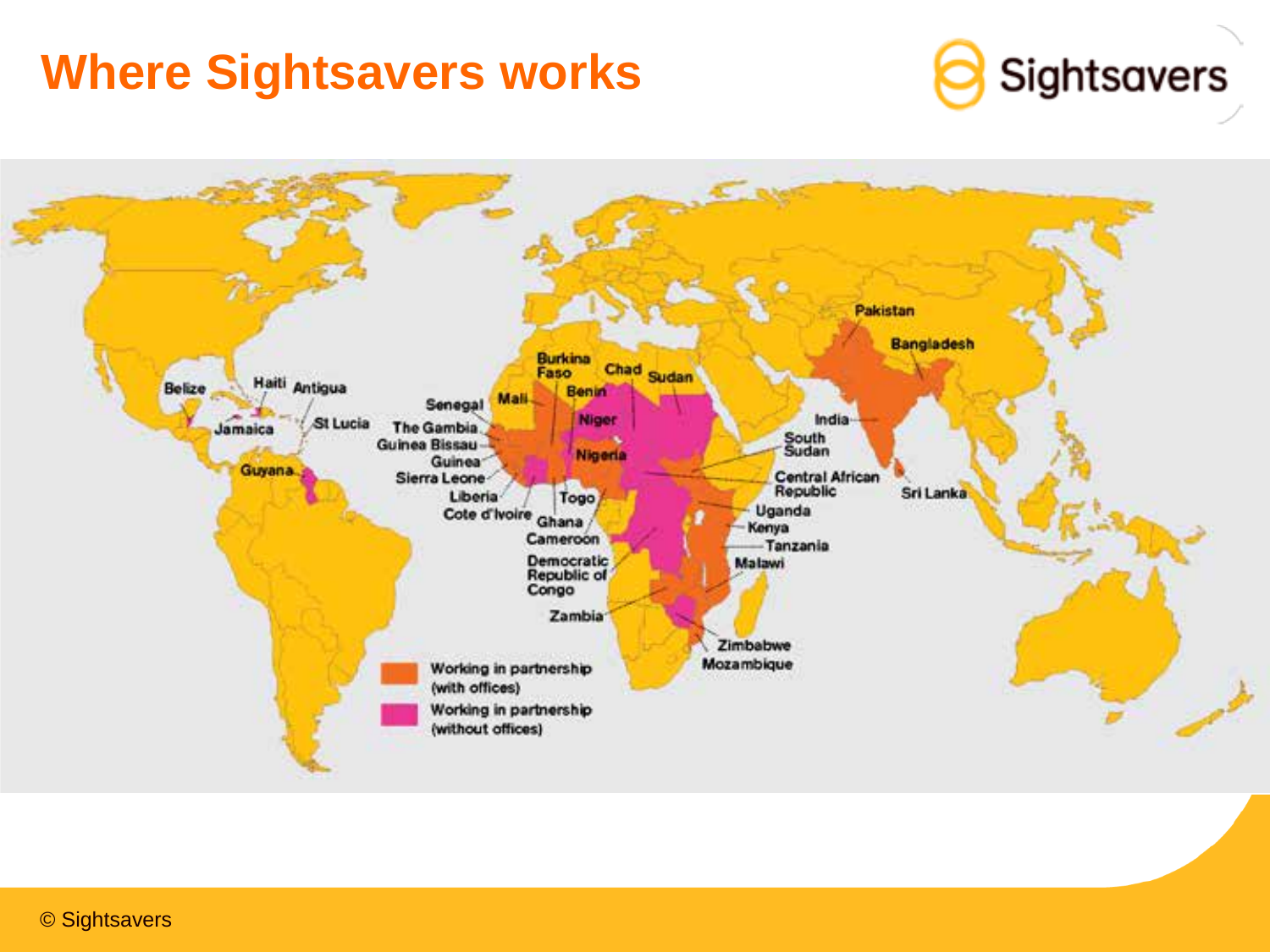# Where Sightsavers works

Belize, Haiti, Antigua, Jamaica, St Lucia, Guyana, Senegal, Mali, Burkina Faso, Chad, Sudan, Benin, Niger, Nigeria, The Gambia, Guinea Bissau, Guinea, Sierra Leone, Liberia, Cote d'Ivoire, Togo, Ghana, Cameroon, Democratic Republic of Congo, Zambia, Pakistan, Bangladesh, India, South Sudan, Central African Republic, Sri Lanka, Uganda, Kenya, Tanzania, Malawi, Zimbabwe, Mozambique

Working in partnership (with offices)

Working in partnership (without offices)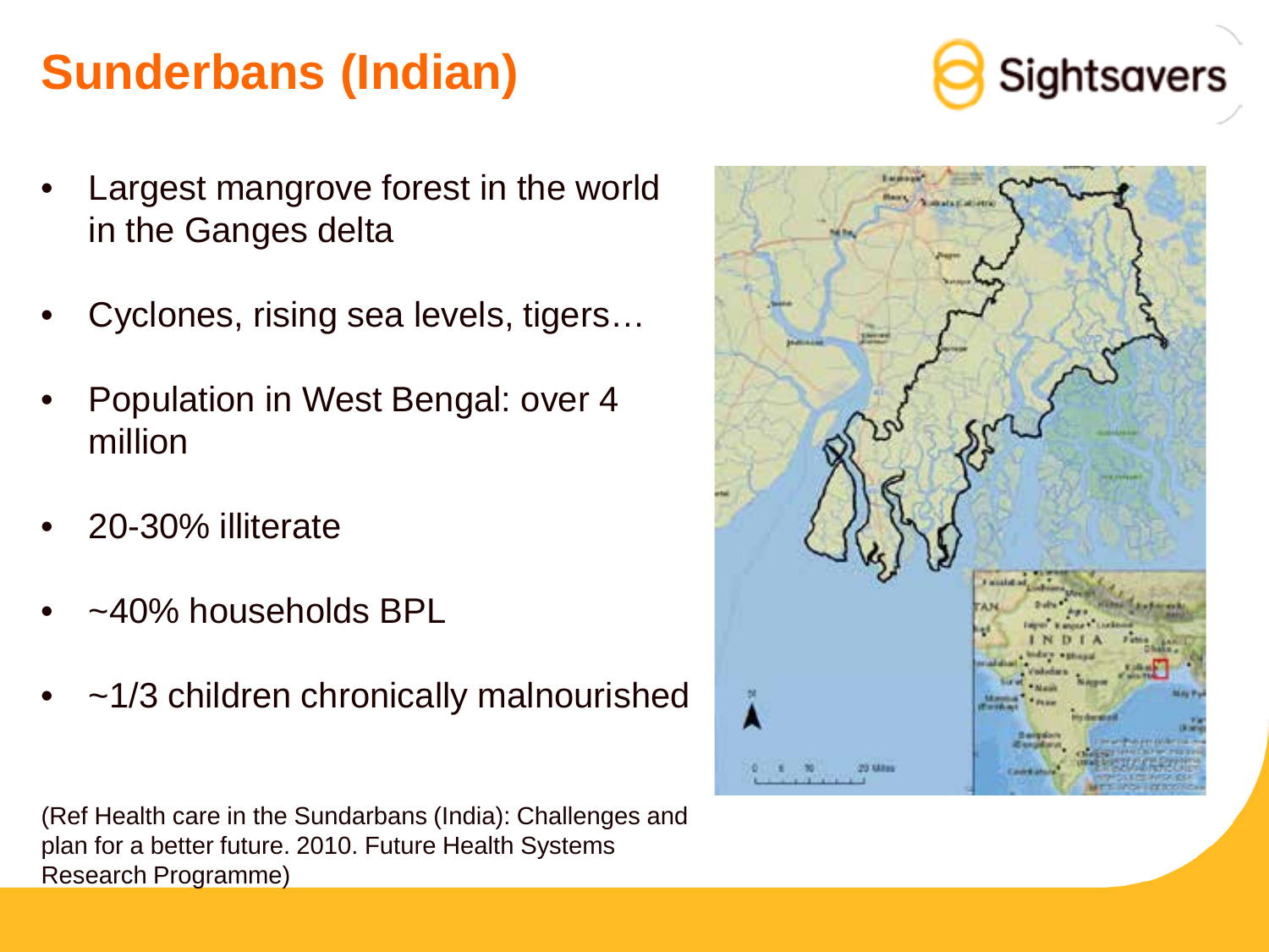# Sunderbans (Indian)

- Largest mangrove forest in the world in the Ganges delta
- Cyclones, rising sea levels, tigers…
- Population in West Bengal: over 4 million
- 20-30% illiterate
- ~40% households BPL
- ~1/3 children chronically malnourished

(Ref Health care in the Sundarbans (India): Challenges and plan for a better future. 2010. Future Health Systems Research Programme)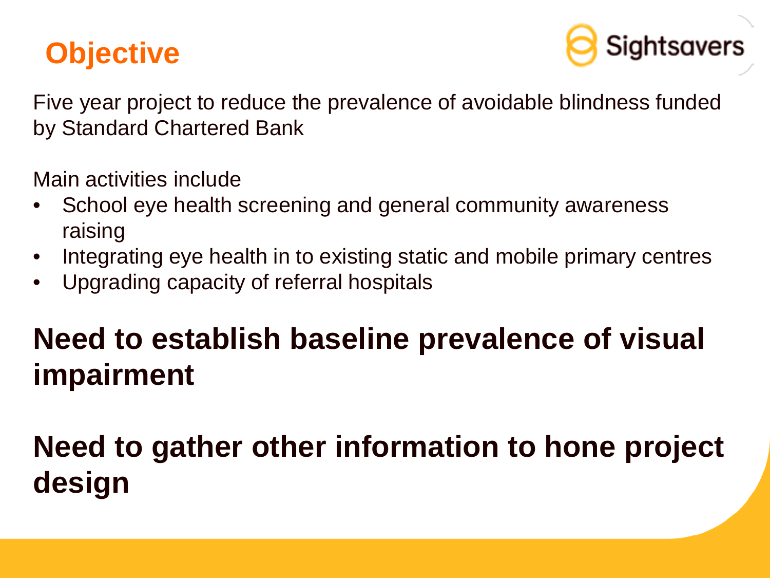# Objective

Five year project to reduce the prevalence of avoidable blindness funded by Standard Chartered Bank

Main activities include

- School eye health screening and general community awareness raising
- Integrating eye health in to existing static and mobile primary centres
- Upgrading capacity of referral hospitals

**Need to establish baseline prevalence of visual impairment**

**Need to gather other information to hone project design**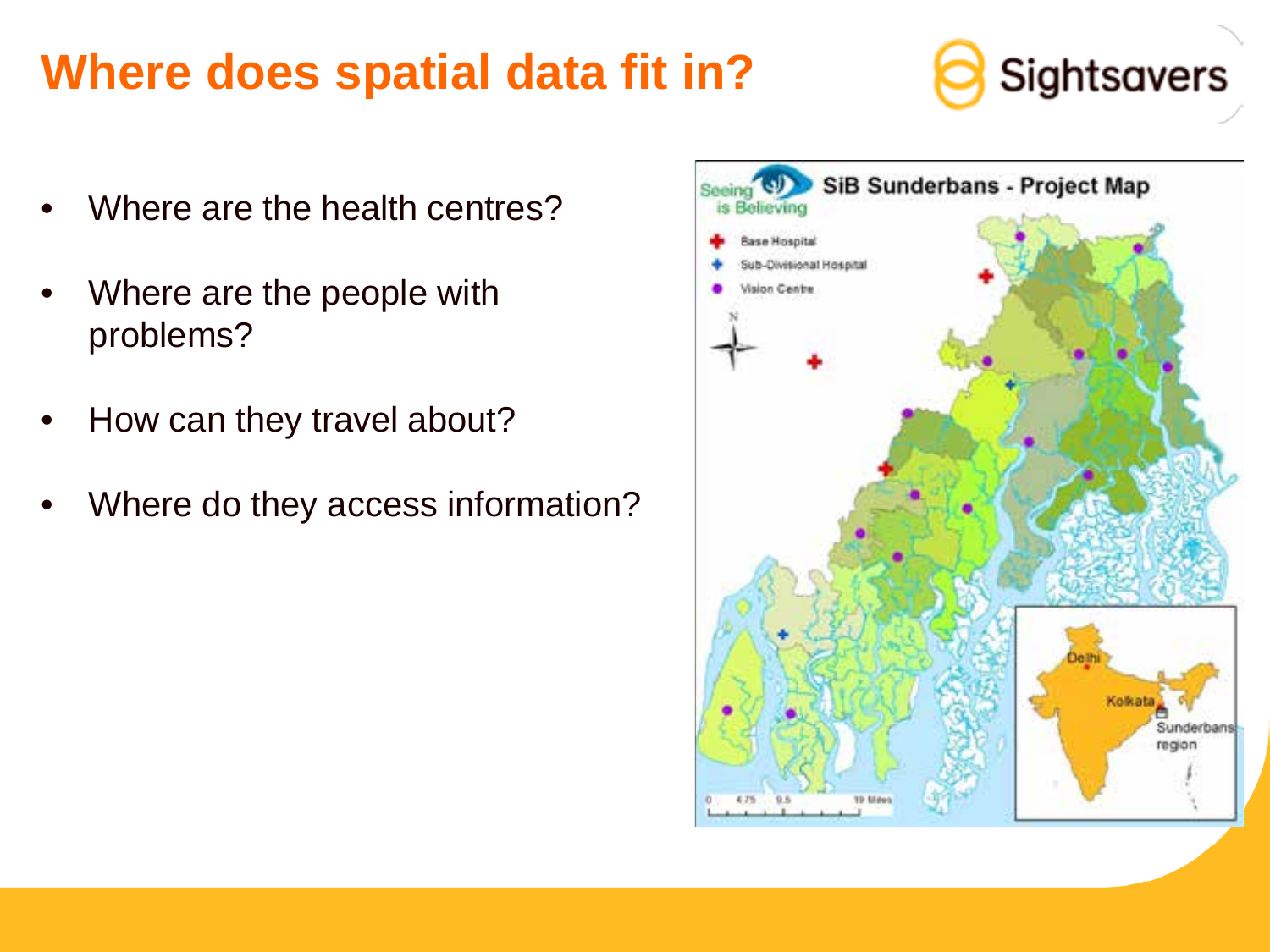# Where does spatial data fit in?

- Where are the health centres?
- Where are the people with problems?
- How can they travel about?
- Where do they access information?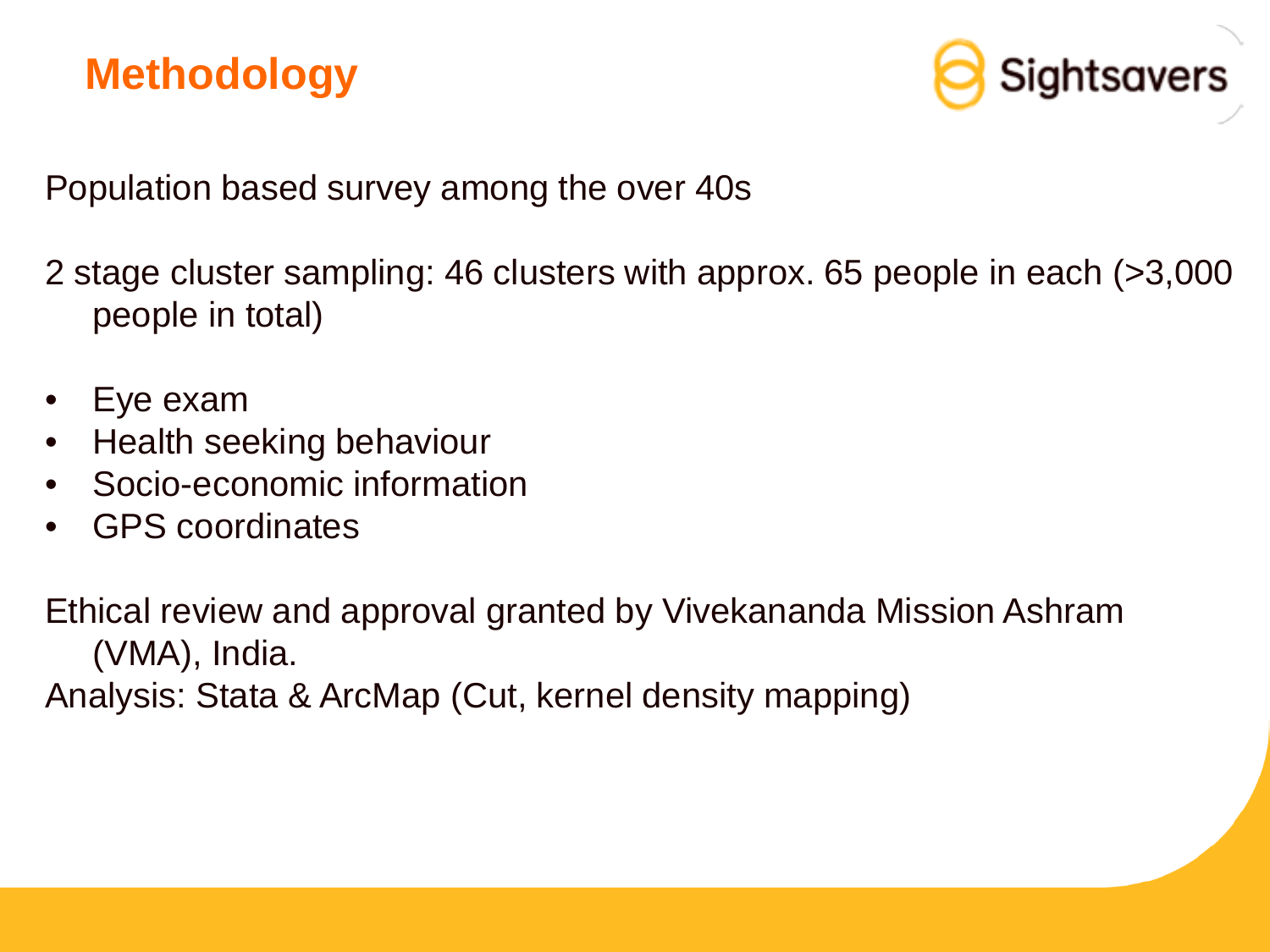# Methodology

Population based survey among the over 40s

2 stage cluster sampling: 46 clusters with approx. 65 people in each (>3,000 people in total)

- Eye exam
- Health seeking behaviour
- Socio-economic information
- GPS coordinates

Ethical review and approval granted by Vivekananda Mission Ashram (VMA), India.

Analysis: Stata & ArcMap (Cut, kernel density mapping)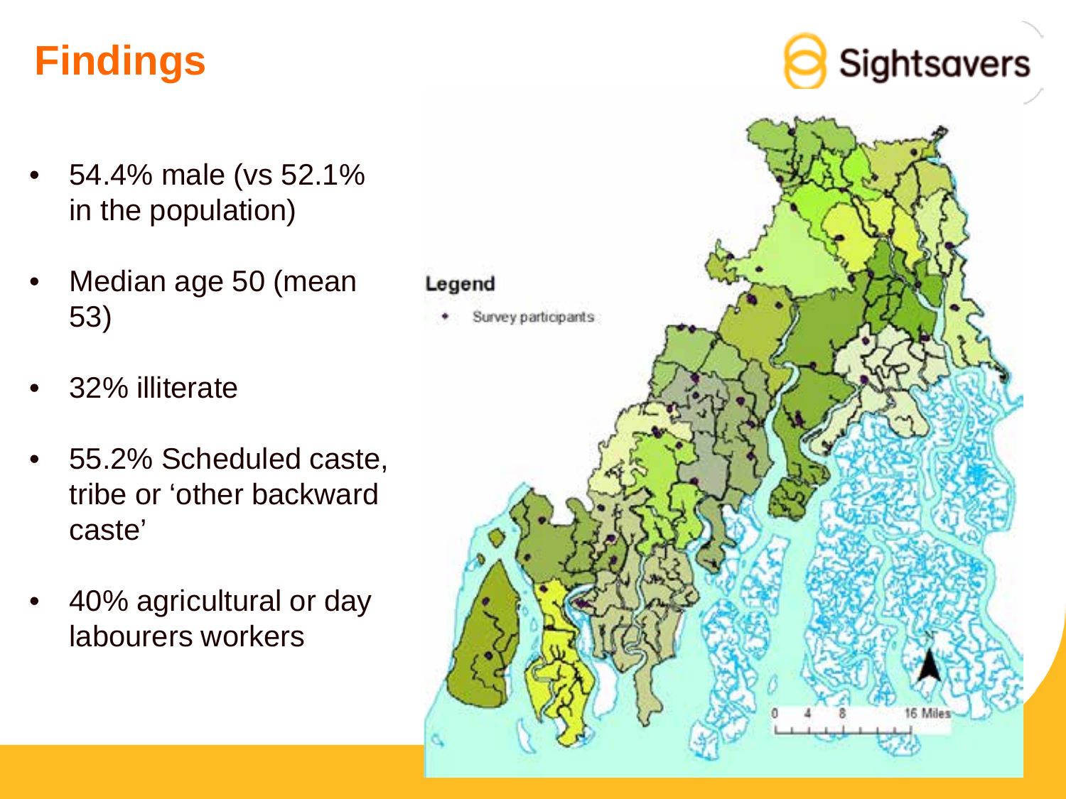# Findings

- 54.4% male (vs 52.1% in the population)
- Median age 50 (mean 53)
- 32% illiterate
- 55.2% Scheduled caste, tribe or 'other backward caste'
- 40% agricultural or day labourers workers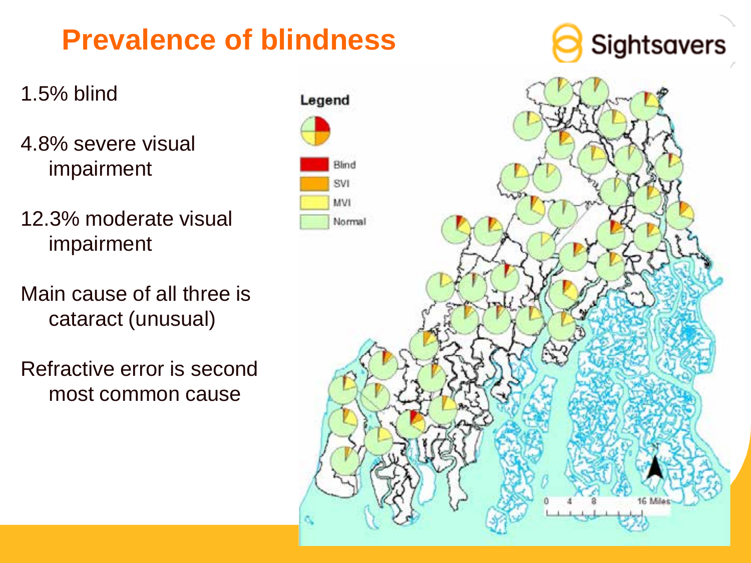# Prevalence of blindness

1.5% blind

4.8% severe visual impairment

12.3% moderate visual impairment

Main cause of all three is cataract (unusual)

Refractive error is second most common cause

Legend

- Blind
- SVI
- MVI
- Normal

0 4 8 16 Miles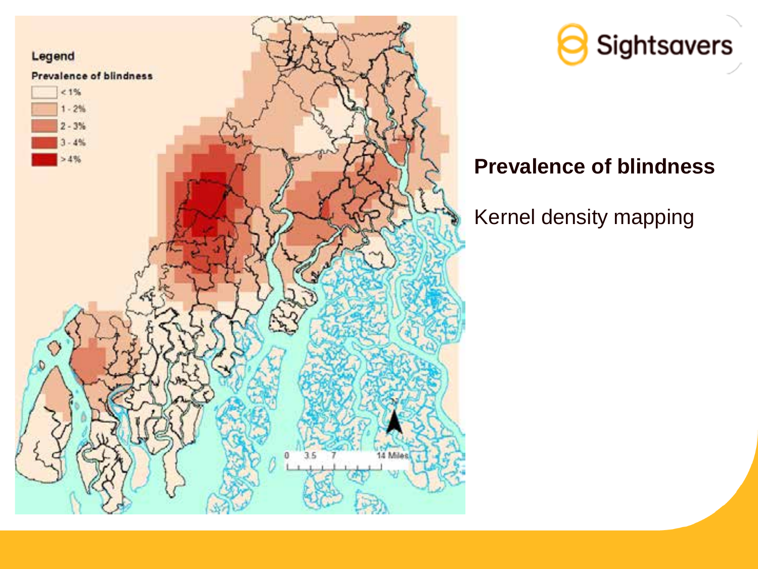## Prevalence of blindness

Kernel density mapping

Legend

Prevalence of blindness

- < 1%
- 1 - 2%
- 2 - 3%
- 3 - 4%
- > 4%

0 3.5 7 14 Miles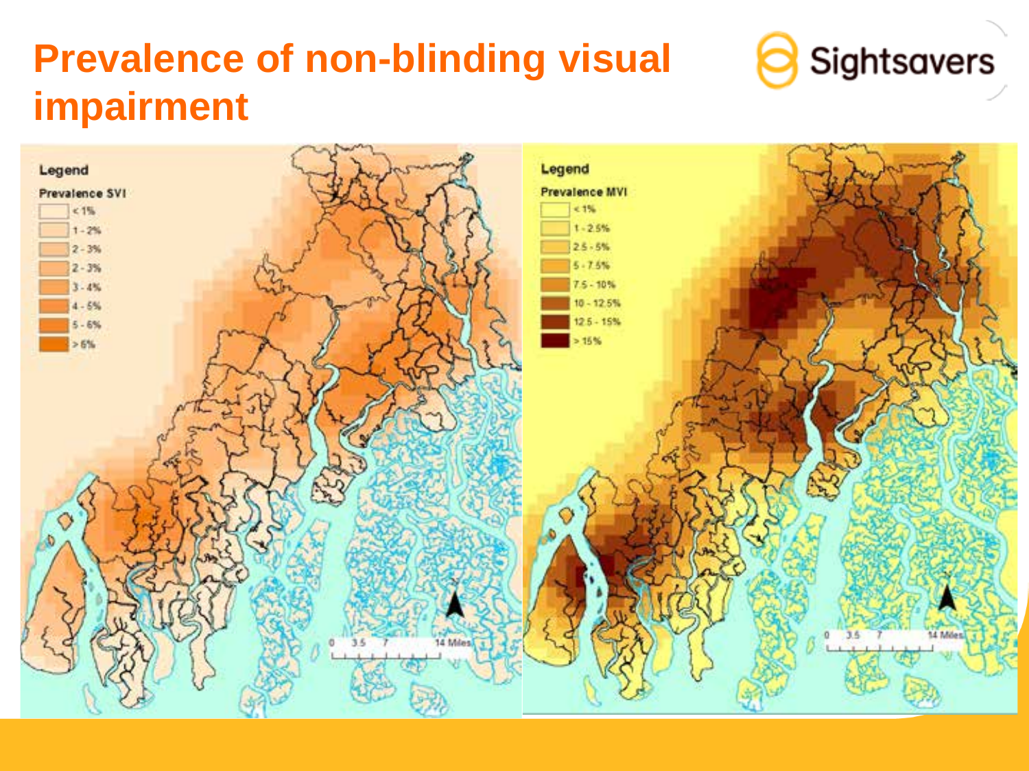# Prevalence of non-blinding visual impairment

Legend

Prevalence SVI

- < 1%
- 1 - 2%
- 2 - 3%
- 2 - 3%
- 3 - 4%
- 4 - 5%
- 5 - 6%
- > 6%

0 3.5 7 14 Miles

Legend

Prevalence MVI

- < 1%
- 1 - 2.5%
- 2.5 - 5%
- 5 - 7.5%
- 7.5 - 10%
- 10 - 12.5%
- 12.5 - 15%
- > 15%

0 3.5 7 14 Miles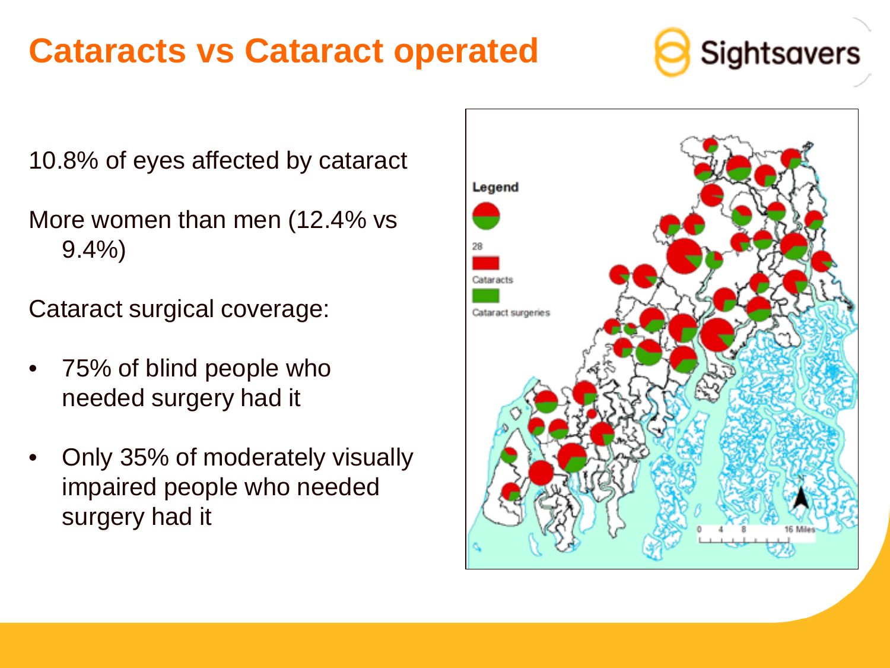# Cataracts vs Cataract operated

10.8% of eyes affected by cataract

More women than men (12.4% vs 9.4%)

Cataract surgical coverage:

- 75% of blind people who needed surgery had it
- Only 35% of moderately visually impaired people who needed surgery had it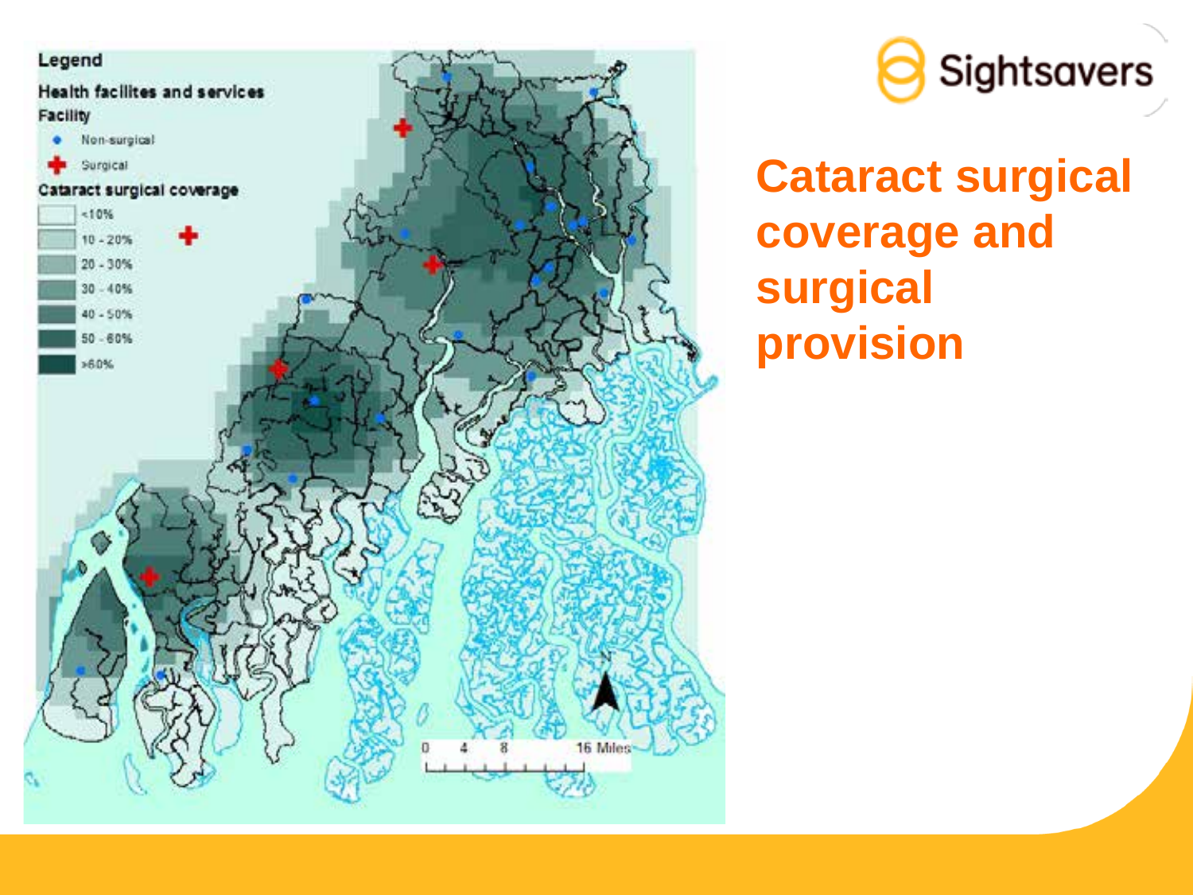# Cataract surgical coverage and surgical provision

Legend

Health facilites and services

Facility

- Non-surgical
- Surgical

Cataract surgical coverage

- <10%
- 10 - 20%
- 20 - 30%
- 30 - 40%
- 40 - 50%
- 50 - 60%
- >60%

0 4 8 16 Miles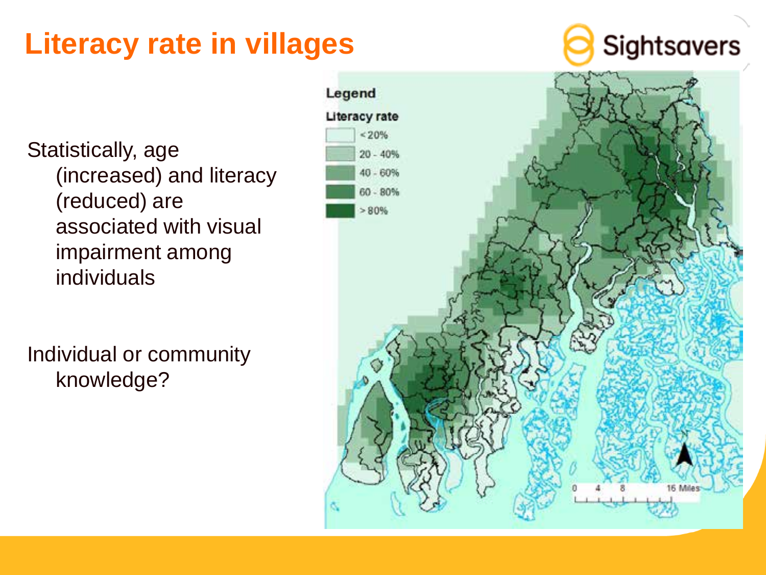# Literacy rate in villages

Statistically, age (increased) and literacy (reduced) are associated with visual impairment among individuals

Individual or community knowledge?

**Legend**

**Literacy rate**

- < 20%
- 20 - 40%
- 40 - 60%
- 60 - 80%
- > 80%

0 4 8 16 Miles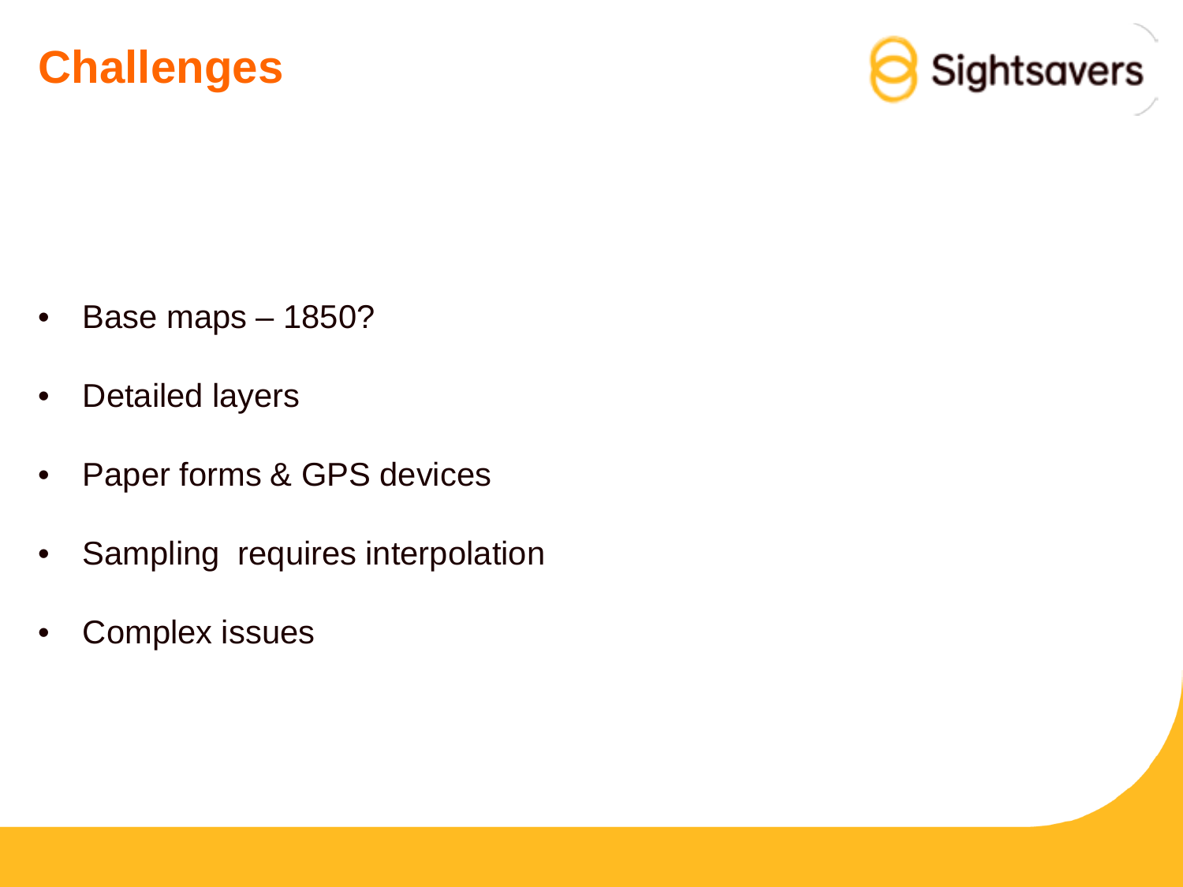# Challenges

- Base maps – 1850?
- Detailed layers
- Paper forms & GPS devices
- Sampling requires interpolation
- Complex issues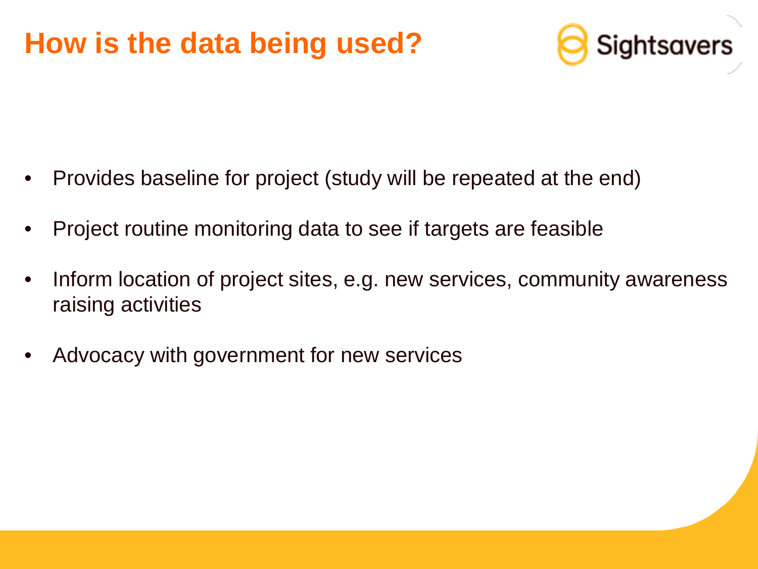# How is the data being used?

- Provides baseline for project (study will be repeated at the end)
- Project routine monitoring data to see if targets are feasible
- Inform location of project sites, e.g. new services, community awareness raising activities
- Advocacy with government for new services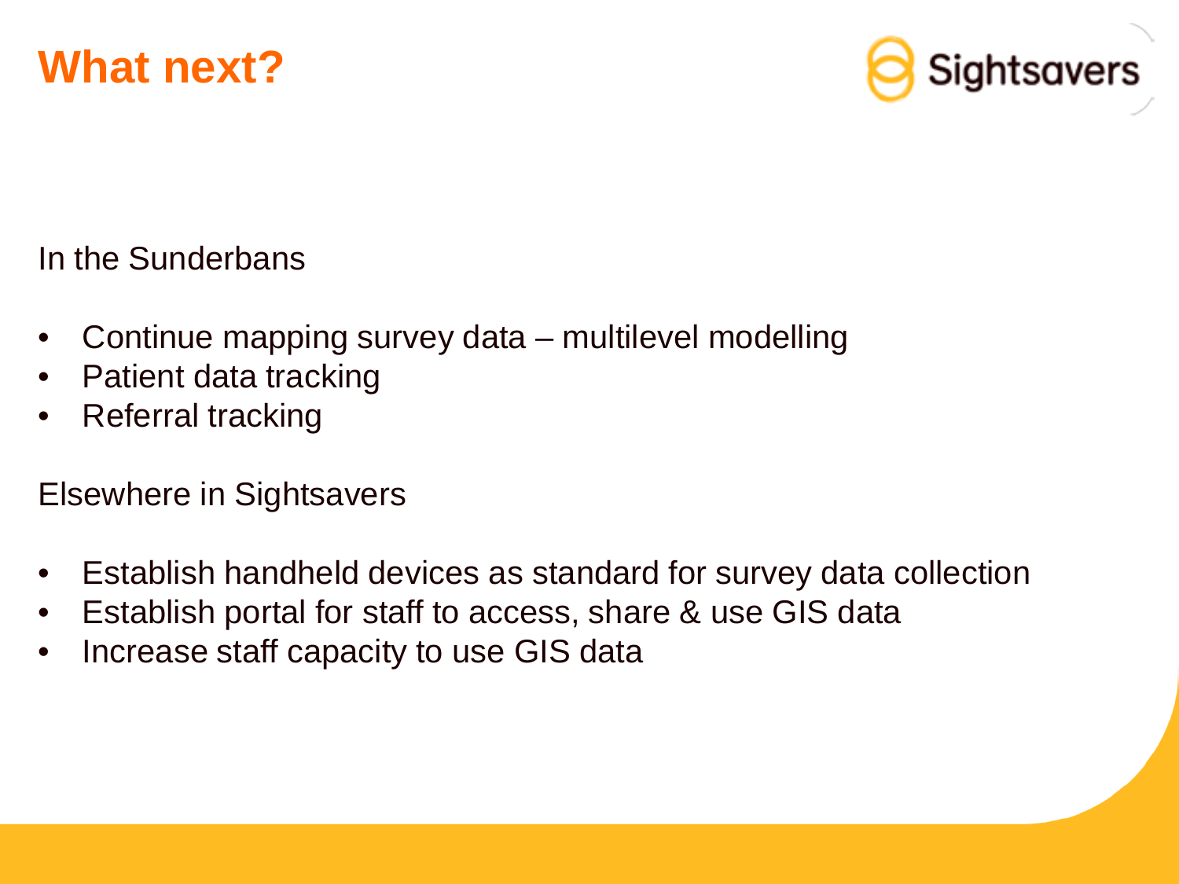# What next?

In the Sunderbans

- Continue mapping survey data – multilevel modelling
- Patient data tracking
- Referral tracking

Elsewhere in Sightsavers

- Establish handheld devices as standard for survey data collection
- Establish portal for staff to access, share & use GIS data
- Increase staff capacity to use GIS data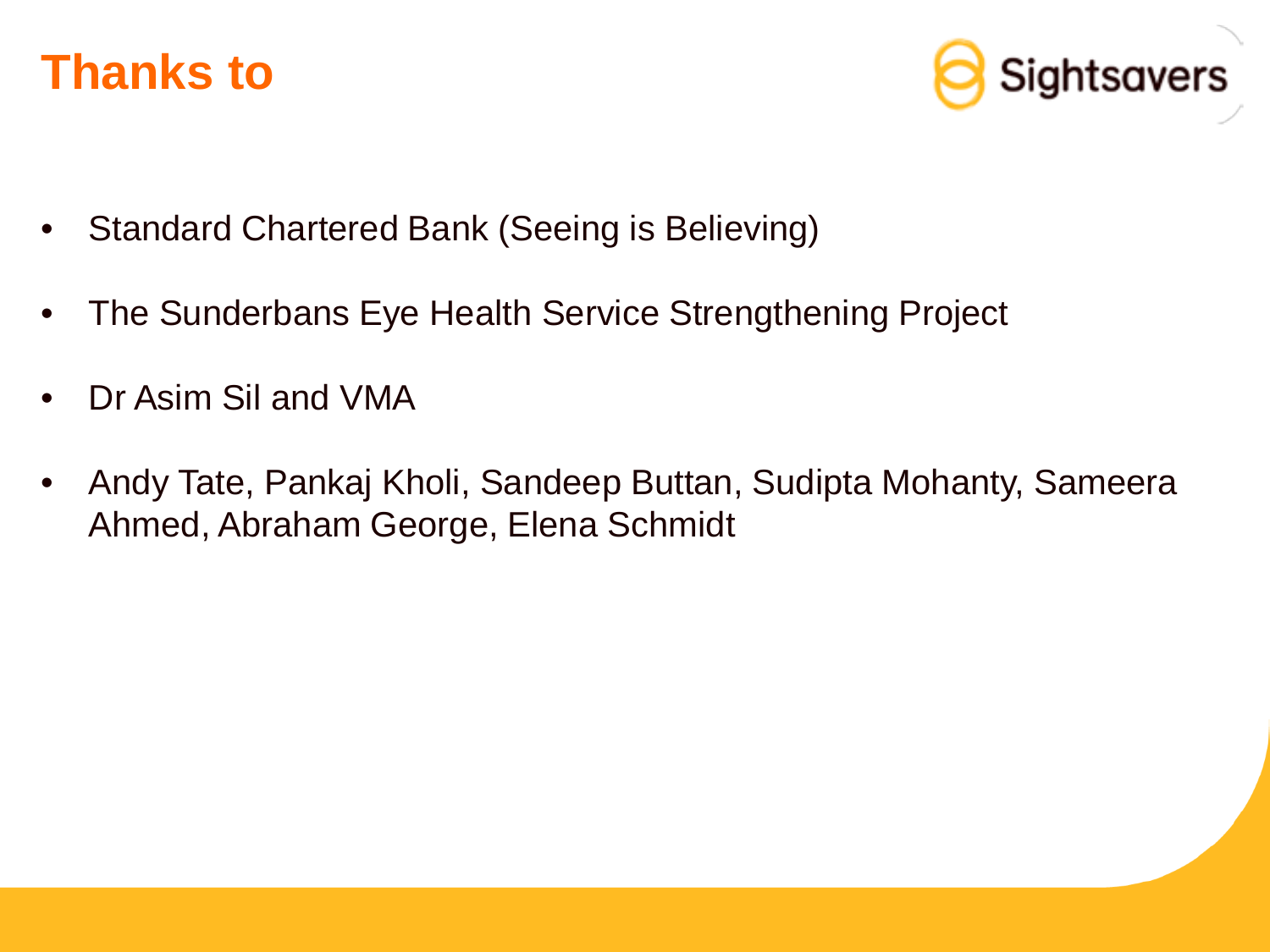# Thanks to

- Standard Chartered Bank (Seeing is Believing)
- The Sunderbans Eye Health Service Strengthening Project
- Dr Asim Sil and VMA
- Andy Tate, Pankaj Kholi, Sandeep Buttan, Sudipta Mohanty, Sameera Ahmed, Abraham George, Elena Schmidt